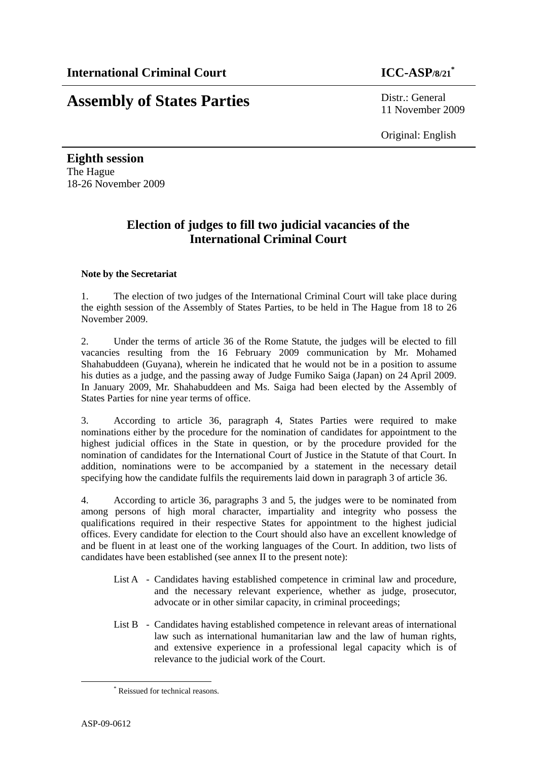**International Criminal Court** **ICC-ASP/8/21***

# Assembly of States Parties

Distr.: General
11 November 2009

Original: English

**Eighth session**
The Hague
18-26 November 2009

## Election of judges to fill two judicial vacancies of the International Criminal Court

**Note by the Secretariat**

1. The election of two judges of the International Criminal Court will take place during the eighth session of the Assembly of States Parties, to be held in The Hague from 18 to 26 November 2009.

2. Under the terms of article 36 of the Rome Statute, the judges will be elected to fill vacancies resulting from the 16 February 2009 communication by Mr. Mohamed Shahabuddeen (Guyana), wherein he indicated that he would not be in a position to assume his duties as a judge, and the passing away of Judge Fumiko Saiga (Japan) on 24 April 2009. In January 2009, Mr. Shahabuddeen and Ms. Saiga had been elected by the Assembly of States Parties for nine year terms of office.

3. According to article 36, paragraph 4, States Parties were required to make nominations either by the procedure for the nomination of candidates for appointment to the highest judicial offices in the State in question, or by the procedure provided for the nomination of candidates for the International Court of Justice in the Statute of that Court. In addition, nominations were to be accompanied by a statement in the necessary detail specifying how the candidate fulfils the requirements laid down in paragraph 3 of article 36.

4. According to article 36, paragraphs 3 and 5, the judges were to be nominated from among persons of high moral character, impartiality and integrity who possess the qualifications required in their respective States for appointment to the highest judicial offices. Every candidate for election to the Court should also have an excellent knowledge of and be fluent in at least one of the working languages of the Court. In addition, two lists of candidates have been established (see annex II to the present note):

- List A - Candidates having established competence in criminal law and procedure, and the necessary relevant experience, whether as judge, prosecutor, advocate or in other similar capacity, in criminal proceedings;

- List B - Candidates having established competence in relevant areas of international law such as international humanitarian law and the law of human rights, and extensive experience in a professional legal capacity which is of relevance to the judicial work of the Court.

\* Reissued for technical reasons.

ASP-09-0612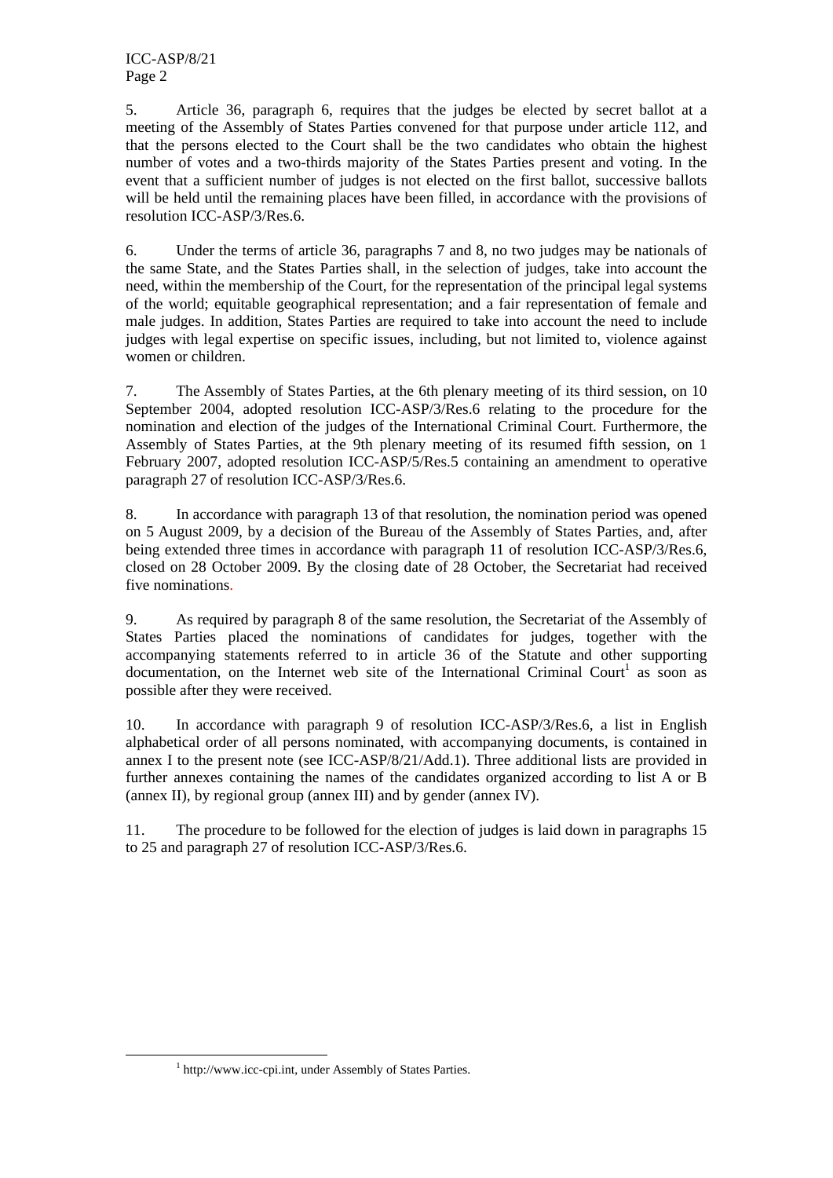5. Article 36, paragraph 6, requires that the judges be elected by secret ballot at a meeting of the Assembly of States Parties convened for that purpose under article 112, and that the persons elected to the Court shall be the two candidates who obtain the highest number of votes and a two-thirds majority of the States Parties present and voting. In the event that a sufficient number of judges is not elected on the first ballot, successive ballots will be held until the remaining places have been filled, in accordance with the provisions of resolution ICC-ASP/3/Res.6.

6. Under the terms of article 36, paragraphs 7 and 8, no two judges may be nationals of the same State, and the States Parties shall, in the selection of judges, take into account the need, within the membership of the Court, for the representation of the principal legal systems of the world; equitable geographical representation; and a fair representation of female and male judges. In addition, States Parties are required to take into account the need to include judges with legal expertise on specific issues, including, but not limited to, violence against women or children.

7. The Assembly of States Parties, at the 6th plenary meeting of its third session, on 10 September 2004, adopted resolution ICC-ASP/3/Res.6 relating to the procedure for the nomination and election of the judges of the International Criminal Court. Furthermore, the Assembly of States Parties, at the 9th plenary meeting of its resumed fifth session, on 1 February 2007, adopted resolution ICC-ASP/5/Res.5 containing an amendment to operative paragraph 27 of resolution ICC-ASP/3/Res.6.

8. In accordance with paragraph 13 of that resolution, the nomination period was opened on 5 August 2009, by a decision of the Bureau of the Assembly of States Parties, and, after being extended three times in accordance with paragraph 11 of resolution ICC-ASP/3/Res.6, closed on 28 October 2009. By the closing date of 28 October, the Secretariat had received five nominations.

9. As required by paragraph 8 of the same resolution, the Secretariat of the Assembly of States Parties placed the nominations of candidates for judges, together with the accompanying statements referred to in article 36 of the Statute and other supporting documentation, on the Internet web site of the International Criminal Court[1] as soon as possible after they were received.

10. In accordance with paragraph 9 of resolution ICC-ASP/3/Res.6, a list in English alphabetical order of all persons nominated, with accompanying documents, is contained in annex I to the present note (see ICC-ASP/8/21/Add.1). Three additional lists are provided in further annexes containing the names of the candidates organized according to list A or B (annex II), by regional group (annex III) and by gender (annex IV).

11. The procedure to be followed for the election of judges is laid down in paragraphs 15 to 25 and paragraph 27 of resolution ICC-ASP/3/Res.6.

[1] http://www.icc-cpi.int, under Assembly of States Parties.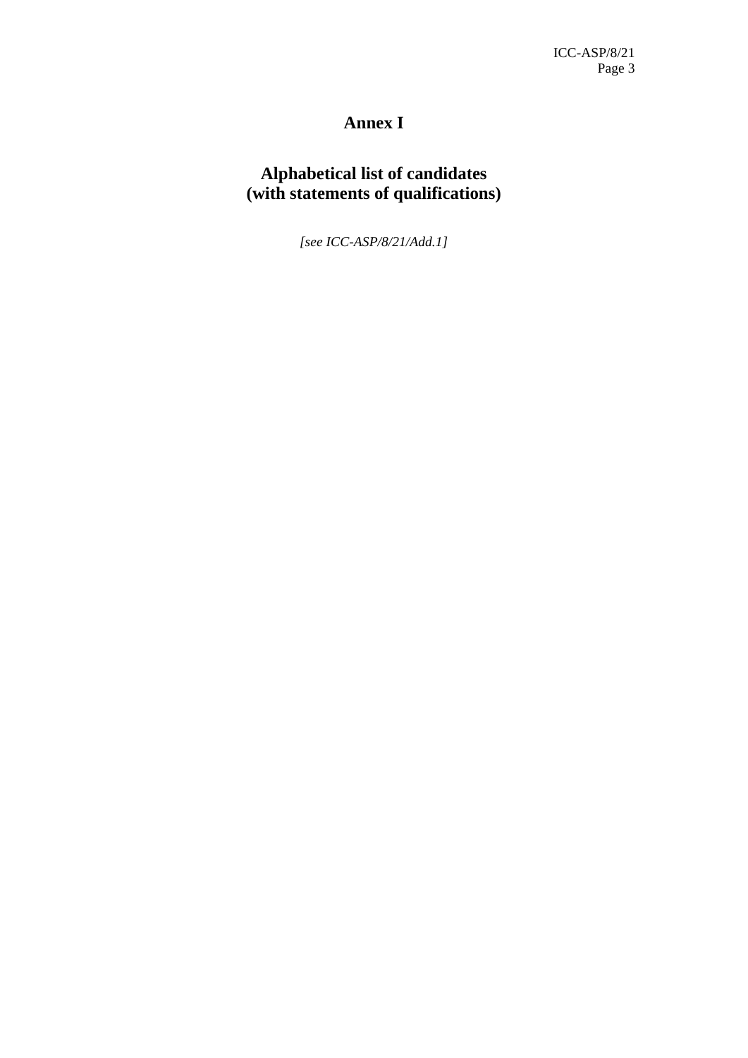# Annex I

## Alphabetical list of candidates
## (with statements of qualifications)

*[see ICC-ASP/8/21/Add.1]*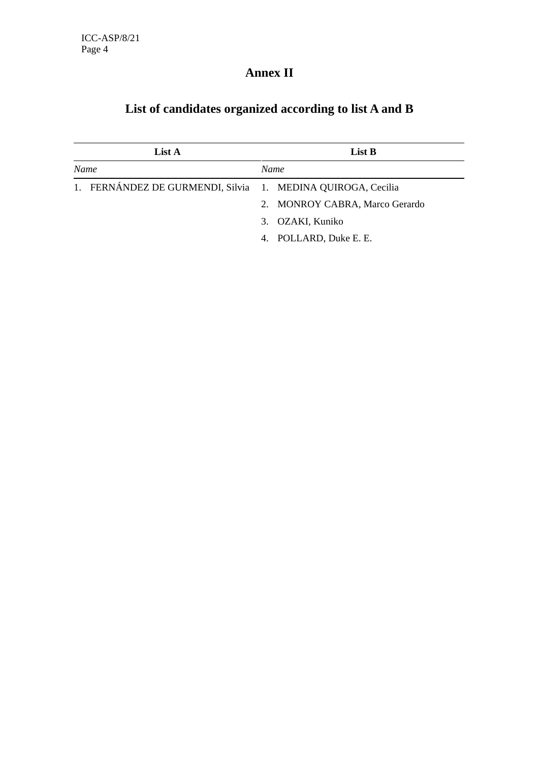# Annex II

## List of candidates organized according to list A and B

| List A | List B |
|---|---|
| *Name* | *Name* |
| 1. FERNÁNDEZ DE GURMENDI, Silvia | 1. MEDINA QUIROGA, Cecilia |
| | 2. MONROY CABRA, Marco Gerardo |
| | 3. OZAKI, Kuniko |
| | 4. POLLARD, Duke E. E. |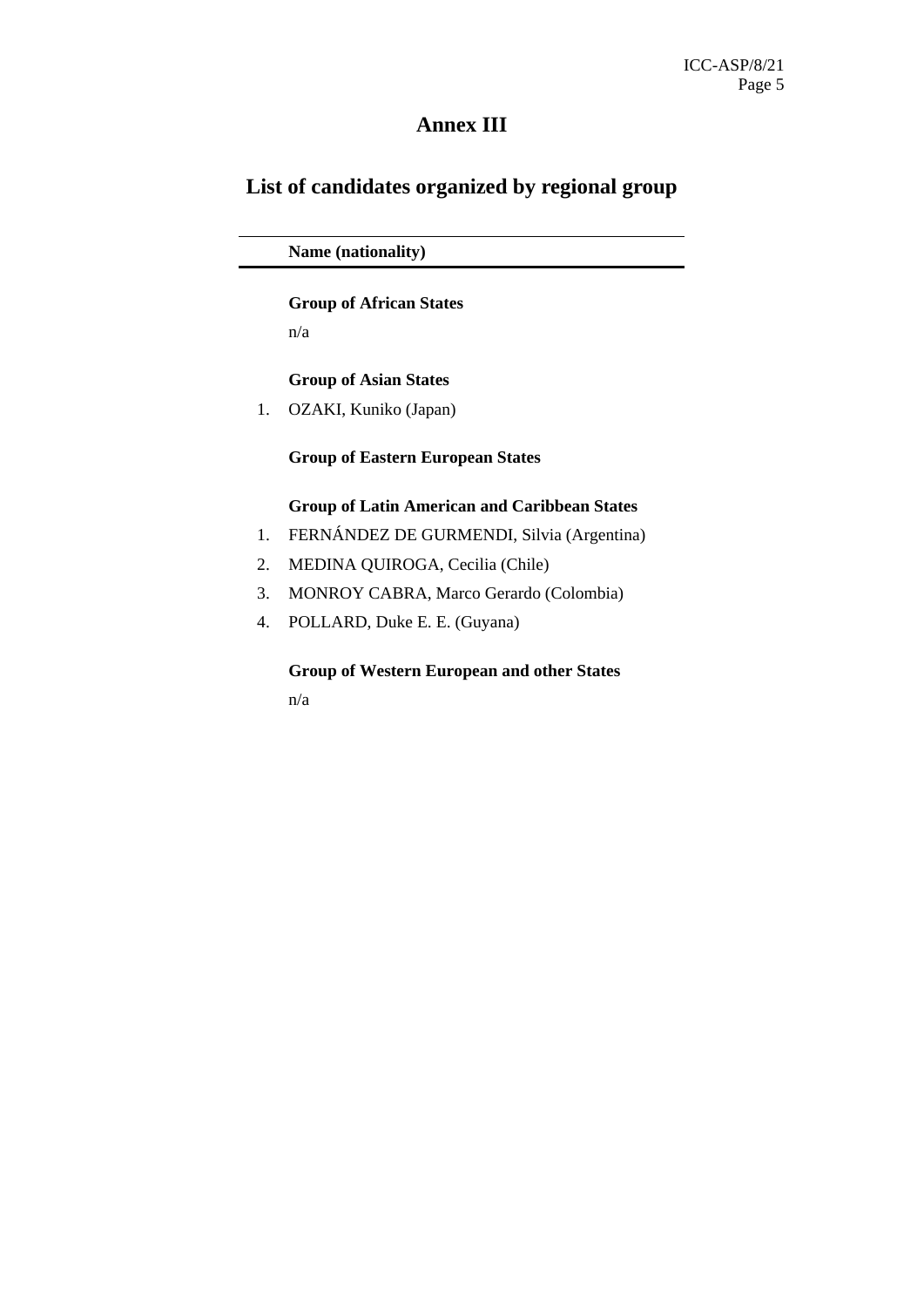# Annex III

## List of candidates organized by regional group

**Name (nationality)**

**Group of African States**

n/a

**Group of Asian States**

1. OZAKI, Kuniko (Japan)

**Group of Eastern European States**

**Group of Latin American and Caribbean States**

1. FERNÁNDEZ DE GURMENDI, Silvia (Argentina)
2. MEDINA QUIROGA, Cecilia (Chile)
3. MONROY CABRA, Marco Gerardo (Colombia)
4. POLLARD, Duke E. E. (Guyana)

**Group of Western European and other States**

n/a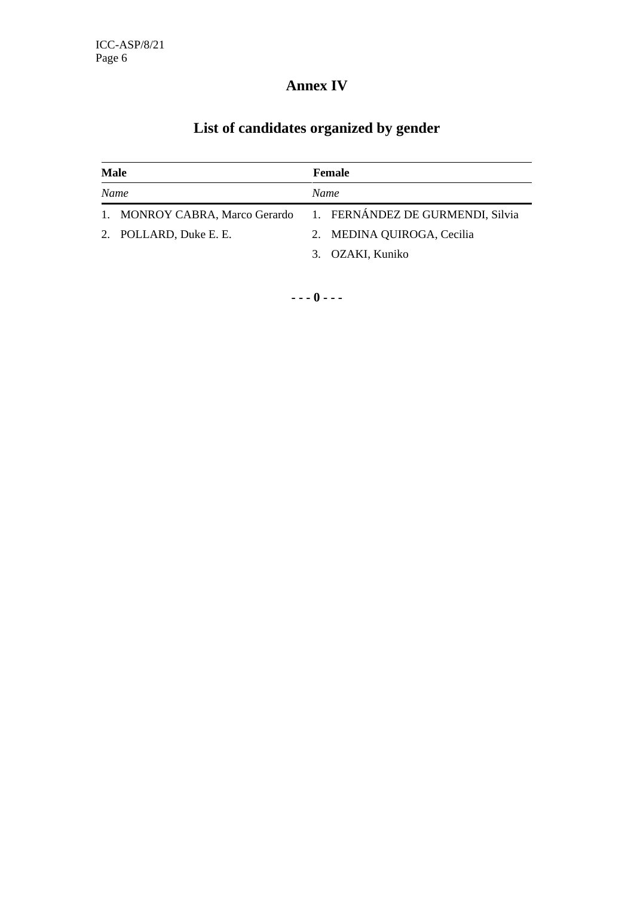# Annex IV

## List of candidates organized by gender

| Male | Female |
| --- | --- |
| *Name* | *Name* |
| 1. MONROY CABRA, Marco Gerardo | 1. FERNÁNDEZ DE GURMENDI, Silvia |
| 2. POLLARD, Duke E. E. | 2. MEDINA QUIROGA, Cecilia |
| | 3. OZAKI, Kuniko |

**- - - 0 - - -**